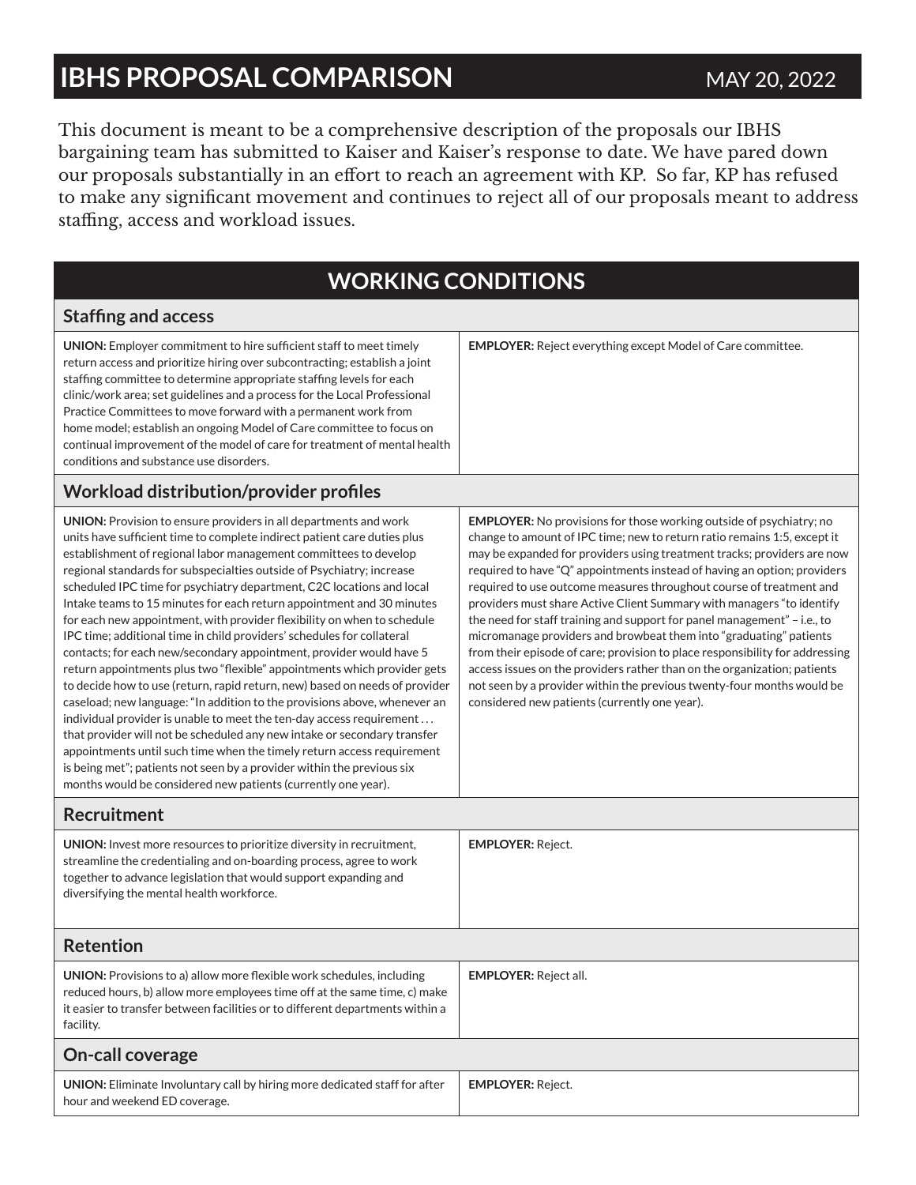# IBHS PROPOSAL COMPARISON

MAY 20, 2022

This document is meant to be a comprehensive description of the proposals our IBHS bargaining team has submitted to Kaiser and Kaiser's response to date. We have pared down our proposals substantially in an effort to reach an agreement with KP. So far, KP has refused to make any significant movement and continues to reject all of our proposals meant to address staffing, access and workload issues.

## WORKING CONDITIONS

### Staffing and access

| | |
|---|---|
| **UNION:** Employer commitment to hire sufficient staff to meet timely return access and prioritize hiring over subcontracting; establish a joint staffing committee to determine appropriate staffing levels for each clinic/work area; set guidelines and a process for the Local Professional Practice Committees to move forward with a permanent work from home model; establish an ongoing Model of Care committee to focus on continual improvement of the model of care for treatment of mental health conditions and substance use disorders. | **EMPLOYER:** Reject everything except Model of Care committee. |

### Workload distribution/provider profiles

| | |
|---|---|
| **UNION:** Provision to ensure providers in all departments and work units have sufficient time to complete indirect patient care duties plus establishment of regional labor management committees to develop regional standards for subspecialties outside of Psychiatry; increase scheduled IPC time for psychiatry department, C2C locations and local Intake teams to 15 minutes for each return appointment and 30 minutes for each new appointment, with provider flexibility on when to schedule IPC time; additional time in child providers' schedules for collateral contacts; for each new/secondary appointment, provider would have 5 return appointments plus two "flexible" appointments which provider gets to decide how to use (return, rapid return, new) based on needs of provider caseload; new language: "In addition to the provisions above, whenever an individual provider is unable to meet the ten-day access requirement . . . that provider will not be scheduled any new intake or secondary transfer appointments until such time when the timely return access requirement is being met"; patients not seen by a provider within the previous six months would be considered new patients (currently one year). | **EMPLOYER:** No provisions for those working outside of psychiatry; no change to amount of IPC time; new to return ratio remains 1:5, except it may be expanded for providers using treatment tracks; providers are now required to have "Q" appointments instead of having an option; providers required to use outcome measures throughout course of treatment and providers must share Active Client Summary with managers "to identify the need for staff training and support for panel management" – i.e., to micromanage providers and browbeat them into "graduating" patients from their episode of care; provision to place responsibility for addressing access issues on the providers rather than on the organization; patients not seen by a provider within the previous twenty-four months would be considered new patients (currently one year). |

### Recruitment

| | |
|---|---|
| **UNION:** Invest more resources to prioritize diversity in recruitment, streamline the credentialing and on-boarding process, agree to work together to advance legislation that would support expanding and diversifying the mental health workforce. | **EMPLOYER:** Reject. |

### Retention

| | |
|---|---|
| **UNION:** Provisions to a) allow more flexible work schedules, including reduced hours, b) allow more employees time off at the same time, c) make it easier to transfer between facilities or to different departments within a facility. | **EMPLOYER:** Reject all. |

### On-call coverage

| | |
|---|---|
| **UNION:** Eliminate Involuntary call by hiring more dedicated staff for after hour and weekend ED coverage. | **EMPLOYER:** Reject. |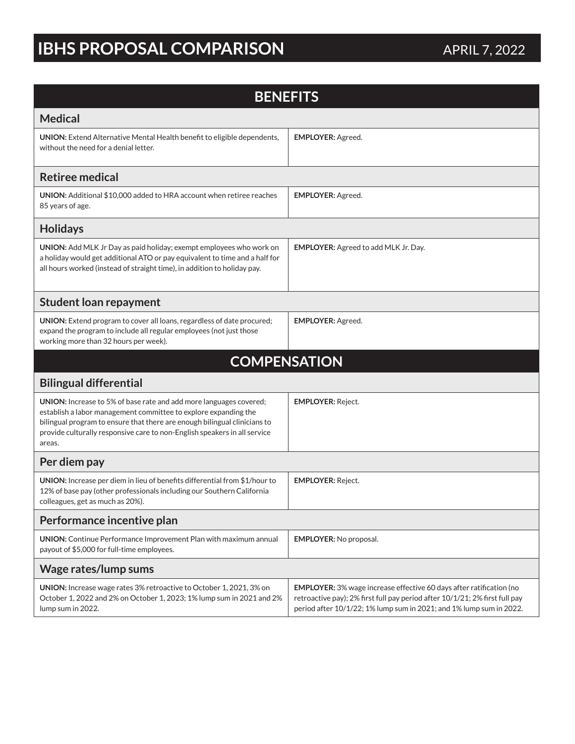# IBHS PROPOSAL COMPARISON

APRIL 7, 2022

## BENEFITS

### Medical

| | |
|---|---|
| **UNION:** Extend Alternative Mental Health benefit to eligible dependents, without the need for a denial letter. | **EMPLOYER:** Agreed. |

### Retiree medical

| | |
|---|---|
| **UNION:** Additional $10,000 added to HRA account when retiree reaches 85 years of age. | **EMPLOYER:** Agreed. |

### Holidays

| | |
|---|---|
| **UNION:** Add MLK Jr Day as paid holiday; exempt employees who work on a holiday would get additional ATO or pay equivalent to time and a half for all hours worked (instead of straight time), in addition to holiday pay. | **EMPLOYER:** Agreed to add MLK Jr. Day. |

### Student loan repayment

| | |
|---|---|
| **UNION:** Extend program to cover all loans, regardless of date procured; expand the program to include all regular employees (not just those working more than 32 hours per week). | **EMPLOYER:** Agreed. |

## COMPENSATION

### Bilingual differential

| | |
|---|---|
| **UNION:** Increase to 5% of base rate and add more languages covered; establish a labor management committee to explore expanding the bilingual program to ensure that there are enough bilingual clinicians to provide culturally responsive care to non-English speakers in all service areas. | **EMPLOYER:** Reject. |

### Per diem pay

| | |
|---|---|
| **UNION:** Increase per diem in lieu of benefits differential from $1/hour to 12% of base pay (other professionals including our Southern California colleagues, get as much as 20%). | **EMPLOYER:** Reject. |

### Performance incentive plan

| | |
|---|---|
| **UNION:** Continue Performance Improvement Plan with maximum annual payout of $5,000 for full-time employees. | **EMPLOYER:** No proposal. |

### Wage rates/lump sums

| | |
|---|---|
| **UNION:** Increase wage rates 3% retroactive to October 1, 2021, 3% on October 1, 2022 and 2% on October 1, 2023; 1% lump sum in 2021 and 2% lump sum in 2022. | **EMPLOYER:** 3% wage increase effective 60 days after ratification (no retroactive pay); 2% first full pay period after 10/1/21; 2% first full pay period after 10/1/22; 1% lump sum in 2021; and 1% lump sum in 2022. |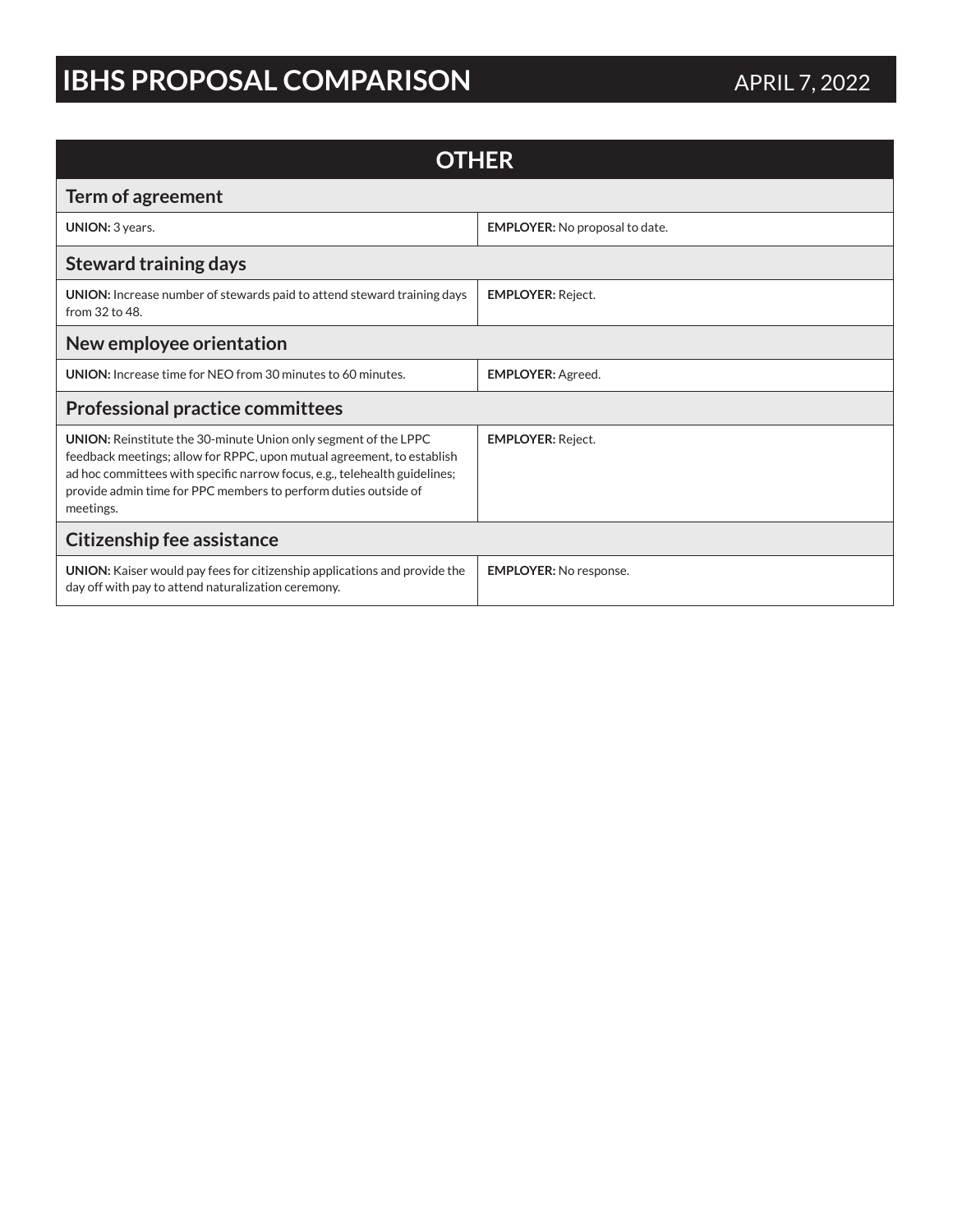# IBHS PROPOSAL COMPARISON

APRIL 7, 2022

## OTHER

### Term of agreement

| | |
|---|---|
| **UNION:** 3 years. | **EMPLOYER:** No proposal to date. |

### Steward training days

| | |
|---|---|
| **UNION:** Increase number of stewards paid to attend steward training days from 32 to 48. | **EMPLOYER:** Reject. |

### New employee orientation

| | |
|---|---|
| **UNION:** Increase time for NEO from 30 minutes to 60 minutes. | **EMPLOYER:** Agreed. |

### Professional practice committees

| | |
|---|---|
| **UNION:** Reinstitute the 30-minute Union only segment of the LPPC feedback meetings; allow for RPPC, upon mutual agreement, to establish ad hoc committees with specific narrow focus, e.g., telehealth guidelines; provide admin time for PPC members to perform duties outside of meetings. | **EMPLOYER:** Reject. |

### Citizenship fee assistance

| | |
|---|---|
| **UNION:** Kaiser would pay fees for citizenship applications and provide the day off with pay to attend naturalization ceremony. | **EMPLOYER:** No response. |